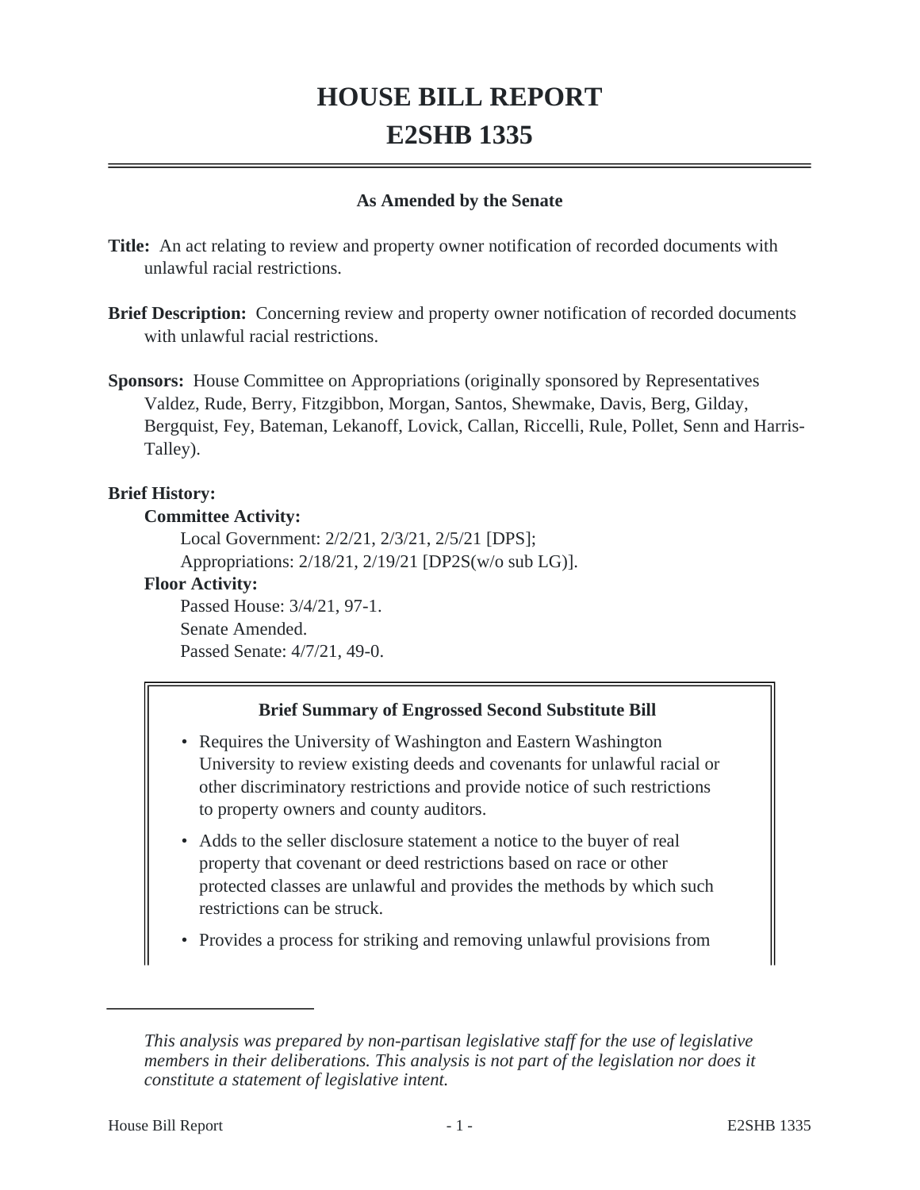# HOUSE BILL REPORT
# E2SHB 1335

**As Amended by the Senate**

**Title:** An act relating to review and property owner notification of recorded documents with unlawful racial restrictions.

**Brief Description:** Concerning review and property owner notification of recorded documents with unlawful racial restrictions.

**Sponsors:** House Committee on Appropriations (originally sponsored by Representatives Valdez, Rude, Berry, Fitzgibbon, Morgan, Santos, Shewmake, Davis, Berg, Gilday, Bergquist, Fey, Bateman, Lekanoff, Lovick, Callan, Riccelli, Rule, Pollet, Senn and Harris-Talley).

**Brief History:**

**Committee Activity:**

Local Government: 2/2/21, 2/3/21, 2/5/21 [DPS];

Appropriations: 2/18/21, 2/19/21 [DP2S(w/o sub LG)].

**Floor Activity:**

Passed House: 3/4/21, 97-1.

Senate Amended.

Passed Senate: 4/7/21, 49-0.

**Brief Summary of Engrossed Second Substitute Bill**

- Requires the University of Washington and Eastern Washington University to review existing deeds and covenants for unlawful racial or other discriminatory restrictions and provide notice of such restrictions to property owners and county auditors.
- Adds to the seller disclosure statement a notice to the buyer of real property that covenant or deed restrictions based on race or other protected classes are unlawful and provides the methods by which such restrictions can be struck.
- Provides a process for striking and removing unlawful provisions from

*This analysis was prepared by non-partisan legislative staff for the use of legislative members in their deliberations. This analysis is not part of the legislation nor does it constitute a statement of legislative intent.*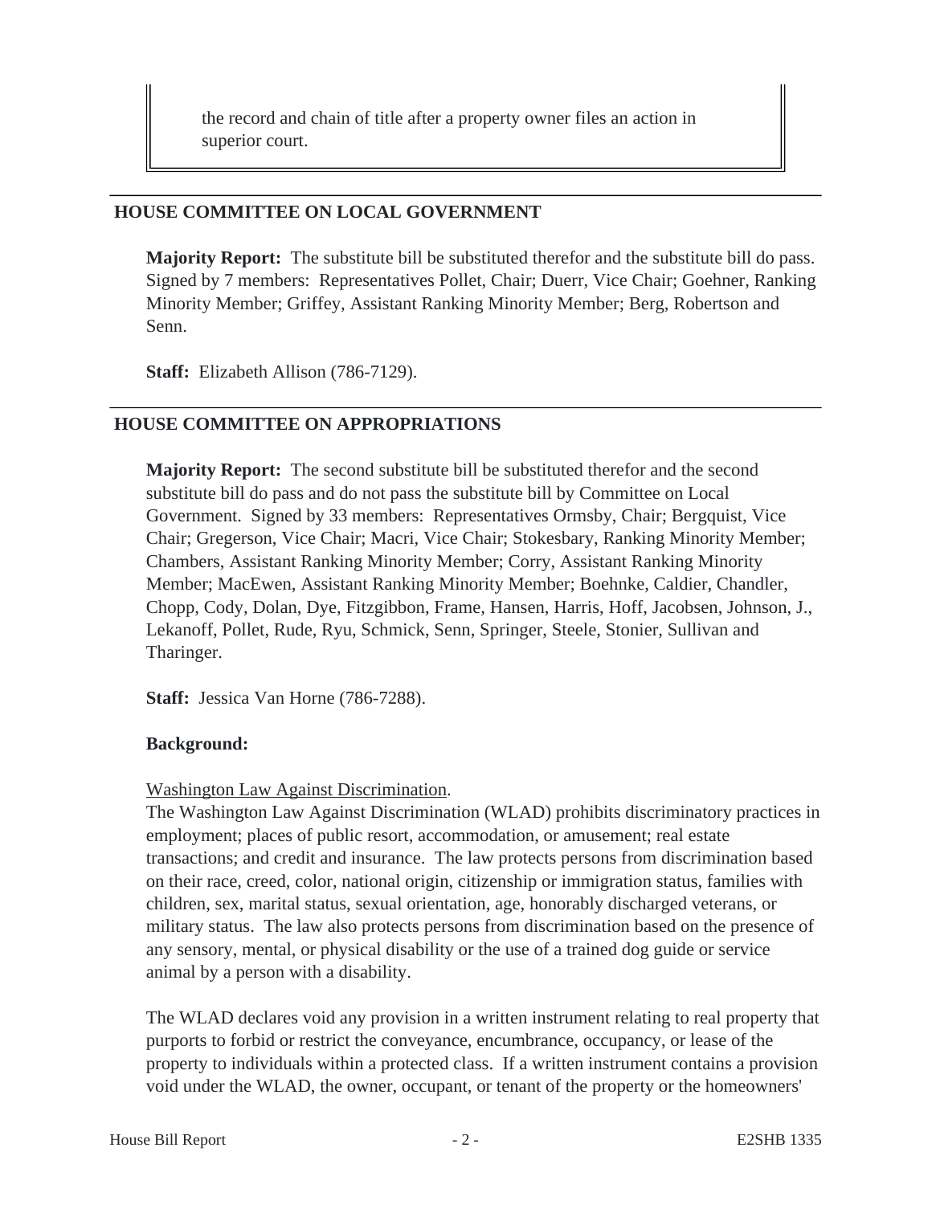the record and chain of title after a property owner files an action in superior court.

## HOUSE COMMITTEE ON LOCAL GOVERNMENT

**Majority Report:** The substitute bill be substituted therefor and the substitute bill do pass. Signed by 7 members: Representatives Pollet, Chair; Duerr, Vice Chair; Goehner, Ranking Minority Member; Griffey, Assistant Ranking Minority Member; Berg, Robertson and Senn.

**Staff:** Elizabeth Allison (786-7129).

## HOUSE COMMITTEE ON APPROPRIATIONS

**Majority Report:** The second substitute bill be substituted therefor and the second substitute bill do pass and do not pass the substitute bill by Committee on Local Government. Signed by 33 members: Representatives Ormsby, Chair; Bergquist, Vice Chair; Gregerson, Vice Chair; Macri, Vice Chair; Stokesbary, Ranking Minority Member; Chambers, Assistant Ranking Minority Member; Corry, Assistant Ranking Minority Member; MacEwen, Assistant Ranking Minority Member; Boehnke, Caldier, Chandler, Chopp, Cody, Dolan, Dye, Fitzgibbon, Frame, Hansen, Harris, Hoff, Jacobsen, Johnson, J., Lekanoff, Pollet, Rude, Ryu, Schmick, Senn, Springer, Steele, Stonier, Sullivan and Tharinger.

**Staff:** Jessica Van Horne (786-7288).

**Background:**

Washington Law Against Discrimination.

The Washington Law Against Discrimination (WLAD) prohibits discriminatory practices in employment; places of public resort, accommodation, or amusement; real estate transactions; and credit and insurance. The law protects persons from discrimination based on their race, creed, color, national origin, citizenship or immigration status, families with children, sex, marital status, sexual orientation, age, honorably discharged veterans, or military status. The law also protects persons from discrimination based on the presence of any sensory, mental, or physical disability or the use of a trained dog guide or service animal by a person with a disability.

The WLAD declares void any provision in a written instrument relating to real property that purports to forbid or restrict the conveyance, encumbrance, occupancy, or lease of the property to individuals within a protected class. If a written instrument contains a provision void under the WLAD, the owner, occupant, or tenant of the property or the homeowners'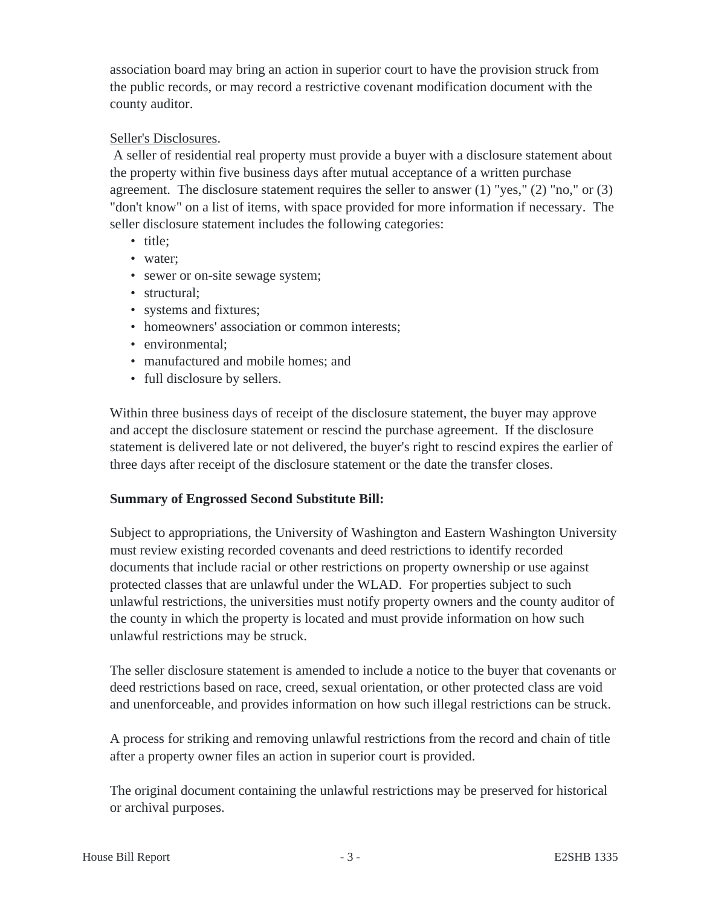association board may bring an action in superior court to have the provision struck from the public records, or may record a restrictive covenant modification document with the county auditor.

Seller's Disclosures.

A seller of residential real property must provide a buyer with a disclosure statement about the property within five business days after mutual acceptance of a written purchase agreement. The disclosure statement requires the seller to answer (1) "yes," (2) "no," or (3) "don't know" on a list of items, with space provided for more information if necessary. The seller disclosure statement includes the following categories:

- title;
- water;
- sewer or on-site sewage system;
- structural;
- systems and fixtures;
- homeowners' association or common interests;
- environmental;
- manufactured and mobile homes; and
- full disclosure by sellers.

Within three business days of receipt of the disclosure statement, the buyer may approve and accept the disclosure statement or rescind the purchase agreement. If the disclosure statement is delivered late or not delivered, the buyer's right to rescind expires the earlier of three days after receipt of the disclosure statement or the date the transfer closes.

**Summary of Engrossed Second Substitute Bill:**

Subject to appropriations, the University of Washington and Eastern Washington University must review existing recorded covenants and deed restrictions to identify recorded documents that include racial or other restrictions on property ownership or use against protected classes that are unlawful under the WLAD. For properties subject to such unlawful restrictions, the universities must notify property owners and the county auditor of the county in which the property is located and must provide information on how such unlawful restrictions may be struck.

The seller disclosure statement is amended to include a notice to the buyer that covenants or deed restrictions based on race, creed, sexual orientation, or other protected class are void and unenforceable, and provides information on how such illegal restrictions can be struck.

A process for striking and removing unlawful restrictions from the record and chain of title after a property owner files an action in superior court is provided.

The original document containing the unlawful restrictions may be preserved for historical or archival purposes.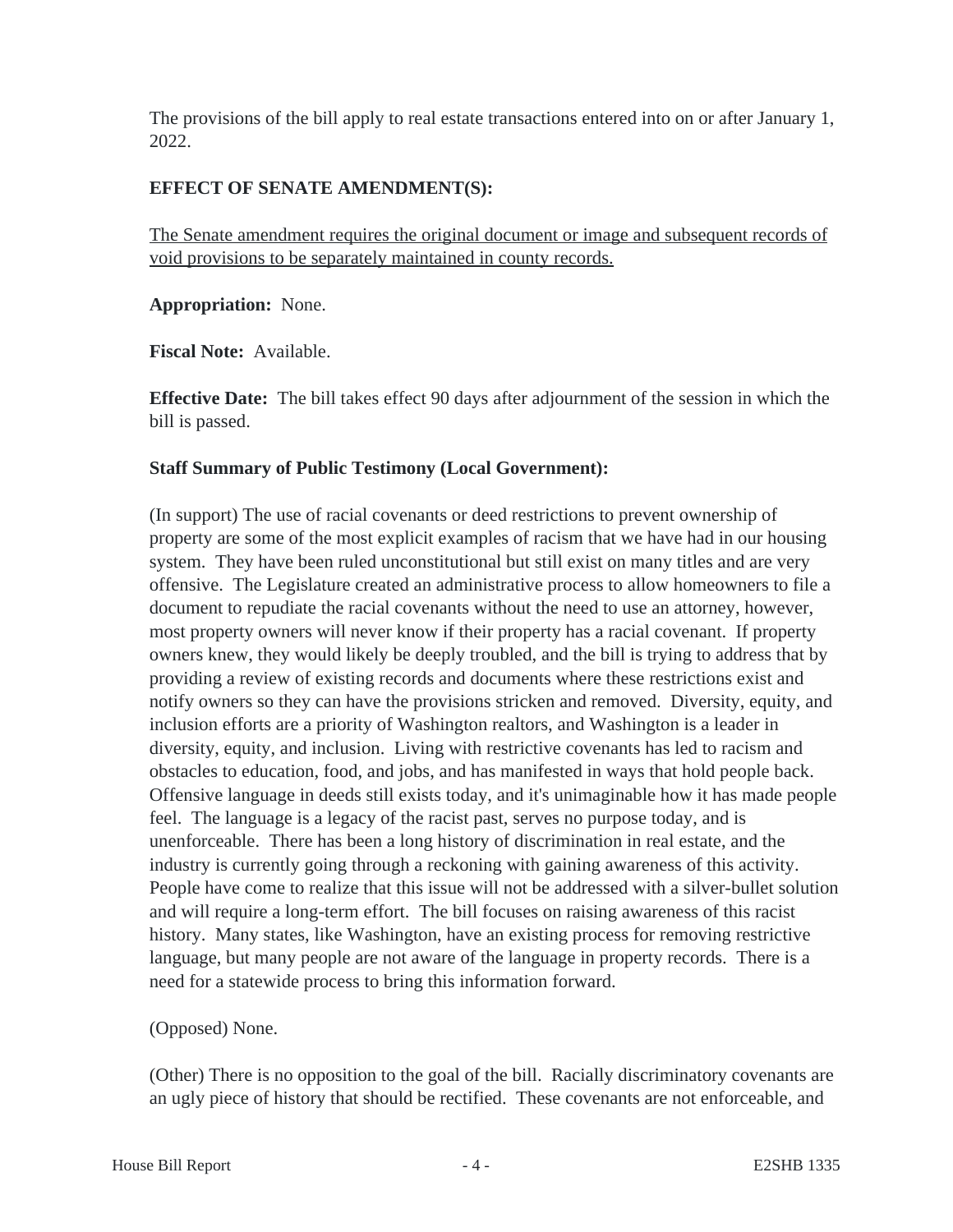The provisions of the bill apply to real estate transactions entered into on or after January 1, 2022.

**EFFECT OF SENATE AMENDMENT(S):**

<u>The Senate amendment requires the original document or image and subsequent records of void provisions to be separately maintained in county records.</u>

**Appropriation:** None.

**Fiscal Note:** Available.

**Effective Date:** The bill takes effect 90 days after adjournment of the session in which the bill is passed.

**Staff Summary of Public Testimony (Local Government):**

(In support) The use of racial covenants or deed restrictions to prevent ownership of property are some of the most explicit examples of racism that we have had in our housing system. They have been ruled unconstitutional but still exist on many titles and are very offensive. The Legislature created an administrative process to allow homeowners to file a document to repudiate the racial covenants without the need to use an attorney, however, most property owners will never know if their property has a racial covenant. If property owners knew, they would likely be deeply troubled, and the bill is trying to address that by providing a review of existing records and documents where these restrictions exist and notify owners so they can have the provisions stricken and removed. Diversity, equity, and inclusion efforts are a priority of Washington realtors, and Washington is a leader in diversity, equity, and inclusion. Living with restrictive covenants has led to racism and obstacles to education, food, and jobs, and has manifested in ways that hold people back. Offensive language in deeds still exists today, and it's unimaginable how it has made people feel. The language is a legacy of the racist past, serves no purpose today, and is unenforceable. There has been a long history of discrimination in real estate, and the industry is currently going through a reckoning with gaining awareness of this activity. People have come to realize that this issue will not be addressed with a silver-bullet solution and will require a long-term effort. The bill focuses on raising awareness of this racist history. Many states, like Washington, have an existing process for removing restrictive language, but many people are not aware of the language in property records. There is a need for a statewide process to bring this information forward.

(Opposed) None.

(Other) There is no opposition to the goal of the bill. Racially discriminatory covenants are an ugly piece of history that should be rectified. These covenants are not enforceable, and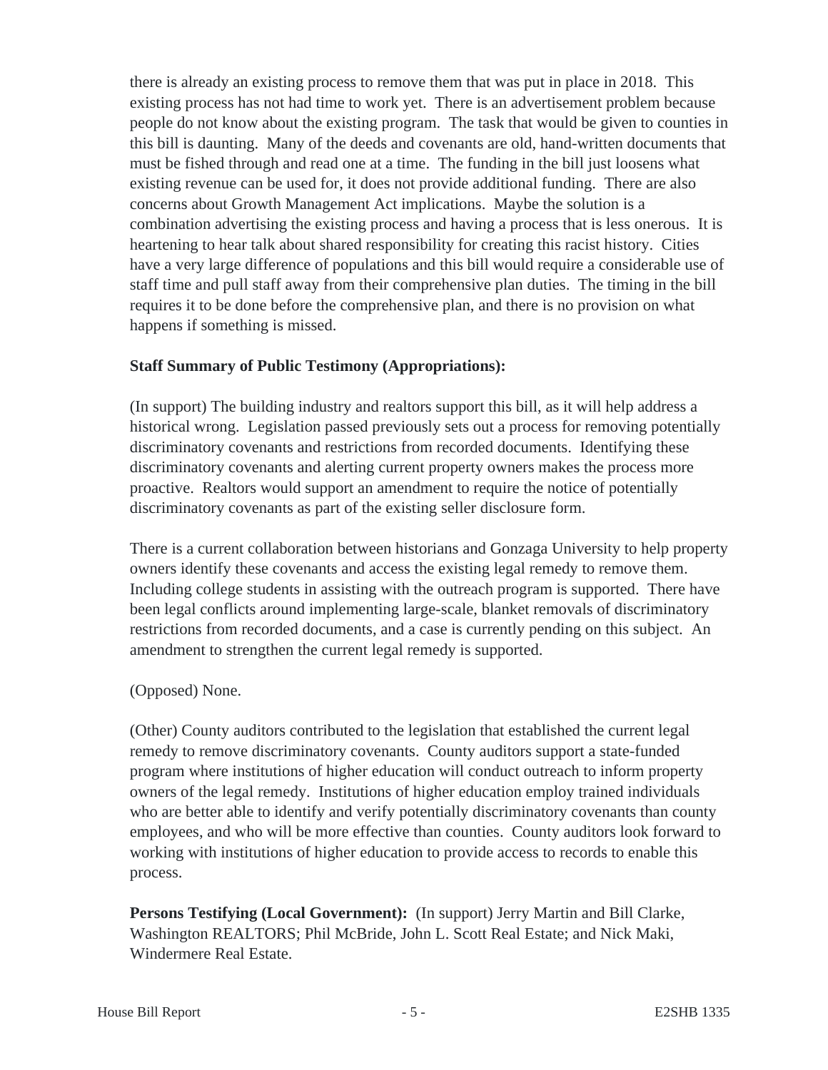there is already an existing process to remove them that was put in place in 2018. This existing process has not had time to work yet. There is an advertisement problem because people do not know about the existing program. The task that would be given to counties in this bill is daunting. Many of the deeds and covenants are old, hand-written documents that must be fished through and read one at a time. The funding in the bill just loosens what existing revenue can be used for, it does not provide additional funding. There are also concerns about Growth Management Act implications. Maybe the solution is a combination advertising the existing process and having a process that is less onerous. It is heartening to hear talk about shared responsibility for creating this racist history. Cities have a very large difference of populations and this bill would require a considerable use of staff time and pull staff away from their comprehensive plan duties. The timing in the bill requires it to be done before the comprehensive plan, and there is no provision on what happens if something is missed.

**Staff Summary of Public Testimony (Appropriations):**

(In support) The building industry and realtors support this bill, as it will help address a historical wrong. Legislation passed previously sets out a process for removing potentially discriminatory covenants and restrictions from recorded documents. Identifying these discriminatory covenants and alerting current property owners makes the process more proactive. Realtors would support an amendment to require the notice of potentially discriminatory covenants as part of the existing seller disclosure form.

There is a current collaboration between historians and Gonzaga University to help property owners identify these covenants and access the existing legal remedy to remove them. Including college students in assisting with the outreach program is supported. There have been legal conflicts around implementing large-scale, blanket removals of discriminatory restrictions from recorded documents, and a case is currently pending on this subject. An amendment to strengthen the current legal remedy is supported.

(Opposed) None.

(Other) County auditors contributed to the legislation that established the current legal remedy to remove discriminatory covenants. County auditors support a state-funded program where institutions of higher education will conduct outreach to inform property owners of the legal remedy. Institutions of higher education employ trained individuals who are better able to identify and verify potentially discriminatory covenants than county employees, and who will be more effective than counties. County auditors look forward to working with institutions of higher education to provide access to records to enable this process.

**Persons Testifying (Local Government):** (In support) Jerry Martin and Bill Clarke, Washington REALTORS; Phil McBride, John L. Scott Real Estate; and Nick Maki, Windermere Real Estate.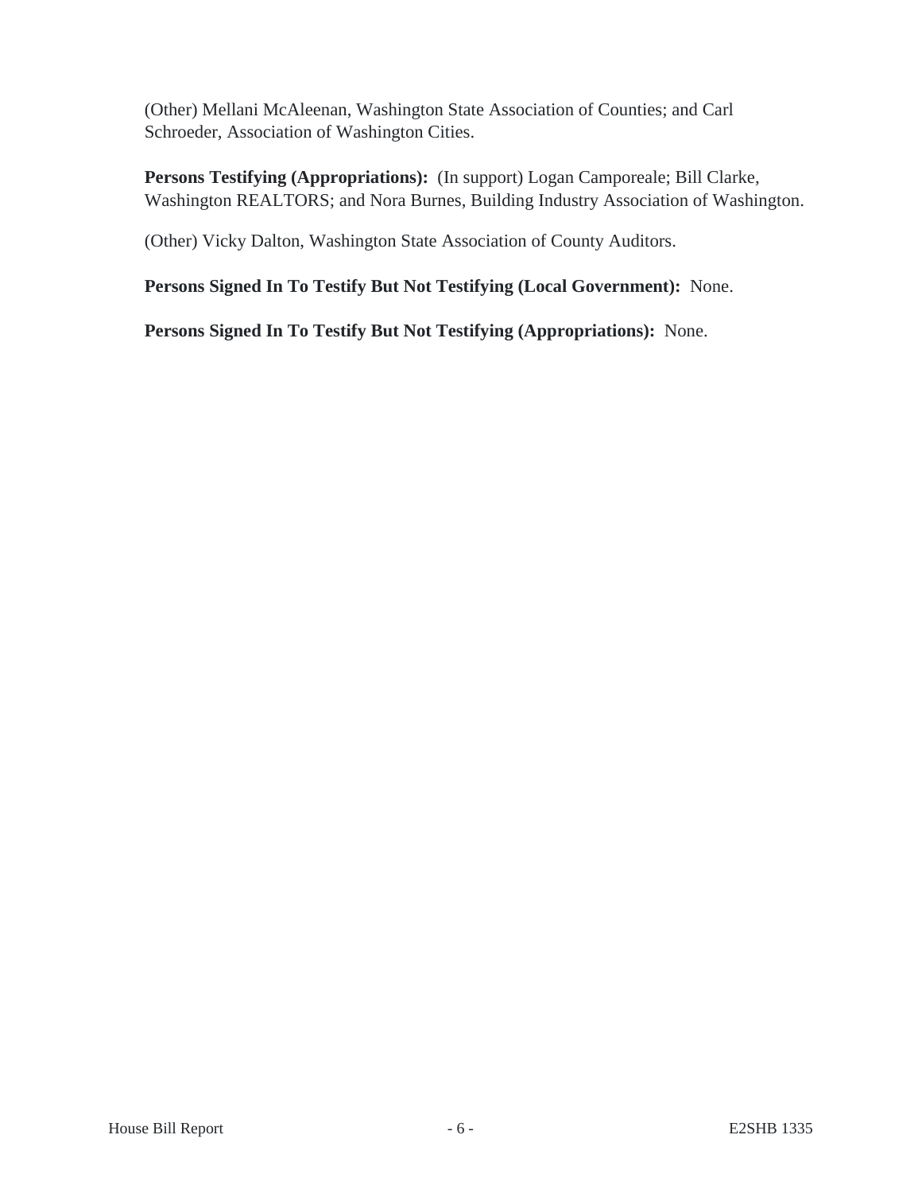(Other) Mellani McAleenan, Washington State Association of Counties; and Carl Schroeder, Association of Washington Cities.

**Persons Testifying (Appropriations):** (In support) Logan Camporeale; Bill Clarke, Washington REALTORS; and Nora Burnes, Building Industry Association of Washington.

(Other) Vicky Dalton, Washington State Association of County Auditors.

**Persons Signed In To Testify But Not Testifying (Local Government):** None.

**Persons Signed In To Testify But Not Testifying (Appropriations):** None.